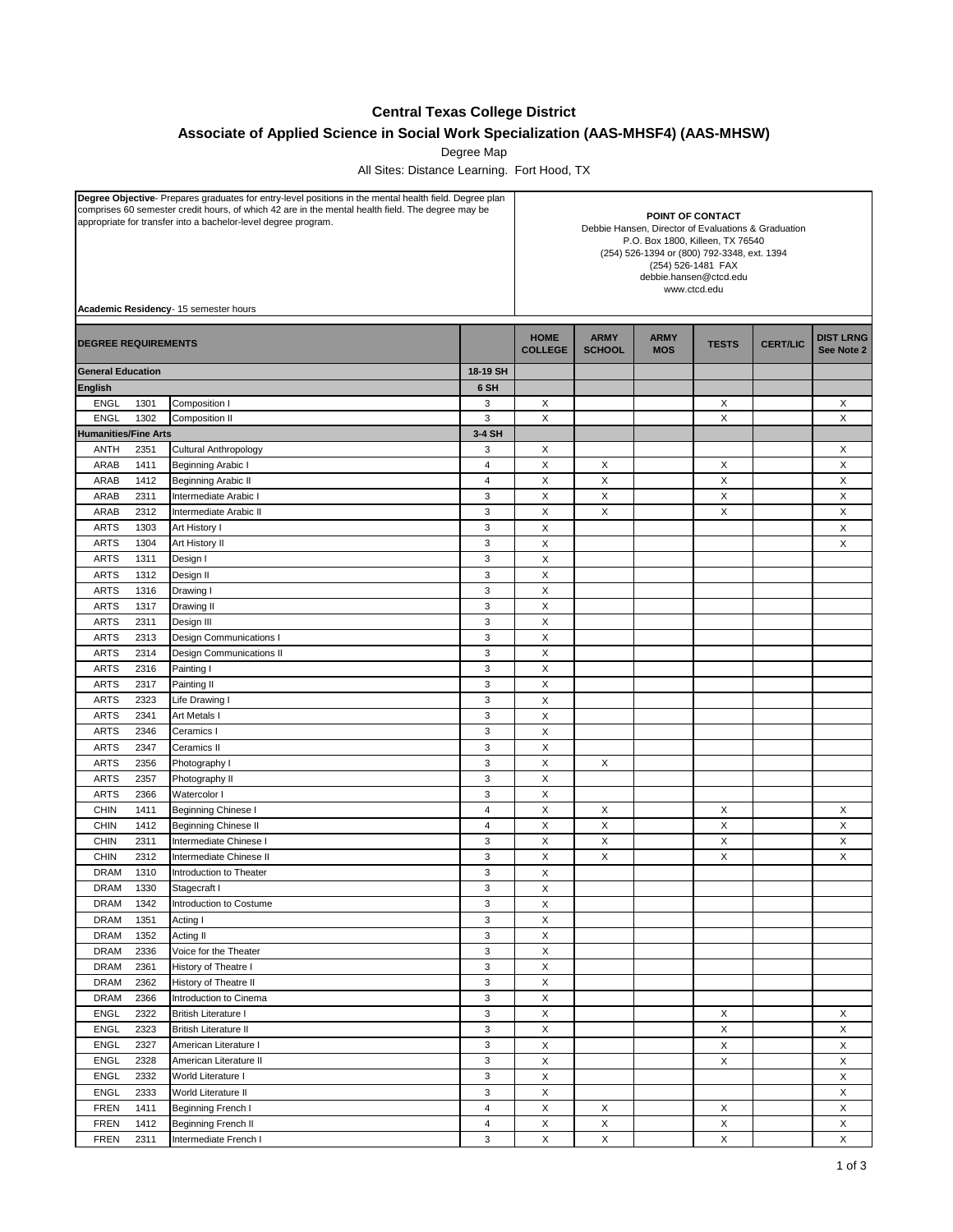# Central Texas College District

## Associate of Applied Science in Social Work Specialization (AAS-MHSF4) (AAS-MHSW)

Degree Map

All Sites: Distance Learning. Fort Hood, TX

**Degree Objective**- Prepares graduates for entry-level positions in the mental health field. Degree plan comprises 60 semester credit hours, of which 42 are in the mental health field. The degree may be appropriate for transfer into a bachelor-level degree program.

**Academic Residency**- 15 semester hours

**POINT OF CONTACT**
Debbie Hansen, Director of Evaluations & Graduation
P.O. Box 1800, Killeen, TX 76540
(254) 526-1394 or (800) 792-3348, ext. 1394
(254) 526-1481 FAX
debbie.hansen@ctcd.edu
www.ctcd.edu

| DEGREE REQUIREMENTS | | | | HOME COLLEGE | ARMY SCHOOL | ARMY MOS | TESTS | CERT/LIC | DIST LRNG See Note 2 |
|---|---|---|---|---|---|---|---|---|---|
| **General Education** | | | 18-19 SH | | | | | | |
| **English** | | | 6 SH | | | | | | |
| ENGL | 1301 | Composition I | 3 | X | | | X | | X |
| ENGL | 1302 | Composition II | 3 | X | | | X | | X |
| **Humanities/Fine Arts** | | | 3-4 SH | | | | | | |
| ANTH | 2351 | Cultural Anthropology | 3 | X | | | | | X |
| ARAB | 1411 | Beginning Arabic I | 4 | X | X | | X | | X |
| ARAB | 1412 | Beginning Arabic II | 4 | X | X | | X | | X |
| ARAB | 2311 | Intermediate Arabic I | 3 | X | X | | X | | X |
| ARAB | 2312 | Intermediate Arabic II | 3 | X | X | | X | | X |
| ARTS | 1303 | Art History I | 3 | X | | | | | X |
| ARTS | 1304 | Art History II | 3 | X | | | | | X |
| ARTS | 1311 | Design I | 3 | X | | | | | |
| ARTS | 1312 | Design II | 3 | X | | | | | |
| ARTS | 1316 | Drawing I | 3 | X | | | | | |
| ARTS | 1317 | Drawing II | 3 | X | | | | | |
| ARTS | 2311 | Design III | 3 | X | | | | | |
| ARTS | 2313 | Design Communications I | 3 | X | | | | | |
| ARTS | 2314 | Design Communications II | 3 | X | | | | | |
| ARTS | 2316 | Painting I | 3 | X | | | | | |
| ARTS | 2317 | Painting II | 3 | X | | | | | |
| ARTS | 2323 | Life Drawing I | 3 | X | | | | | |
| ARTS | 2341 | Art Metals I | 3 | X | | | | | |
| ARTS | 2346 | Ceramics I | 3 | X | | | | | |
| ARTS | 2347 | Ceramics II | 3 | X | | | | | |
| ARTS | 2356 | Photography I | 3 | X | X | | | | |
| ARTS | 2357 | Photography II | 3 | X | | | | | |
| ARTS | 2366 | Watercolor I | 3 | X | | | | | |
| CHIN | 1411 | Beginning Chinese I | 4 | X | X | | X | | X |
| CHIN | 1412 | Beginning Chinese II | 4 | X | X | | X | | X |
| CHIN | 2311 | Intermediate Chinese I | 3 | X | X | | X | | X |
| CHIN | 2312 | Intermediate Chinese II | 3 | X | X | | X | | X |
| DRAM | 1310 | Introduction to Theater | 3 | X | | | | | |
| DRAM | 1330 | Stagecraft I | 3 | X | | | | | |
| DRAM | 1342 | Introduction to Costume | 3 | X | | | | | |
| DRAM | 1351 | Acting I | 3 | X | | | | | |
| DRAM | 1352 | Acting II | 3 | X | | | | | |
| DRAM | 2336 | Voice for the Theater | 3 | X | | | | | |
| DRAM | 2361 | History of Theatre I | 3 | X | | | | | |
| DRAM | 2362 | History of Theatre II | 3 | X | | | | | |
| DRAM | 2366 | Introduction to Cinema | 3 | X | | | | | |
| ENGL | 2322 | British Literature I | 3 | X | | | X | | X |
| ENGL | 2323 | British Literature II | 3 | X | | | X | | X |
| ENGL | 2327 | American Literature I | 3 | X | | | X | | X |
| ENGL | 2328 | American Literature II | 3 | X | | | X | | X |
| ENGL | 2332 | World Literature I | 3 | X | | | | | X |
| ENGL | 2333 | World Literature II | 3 | X | | | | | X |
| FREN | 1411 | Beginning French I | 4 | X | X | | X | | X |
| FREN | 1412 | Beginning French II | 4 | X | X | | X | | X |
| FREN | 2311 | Intermediate French I | 3 | X | X | | X | | X |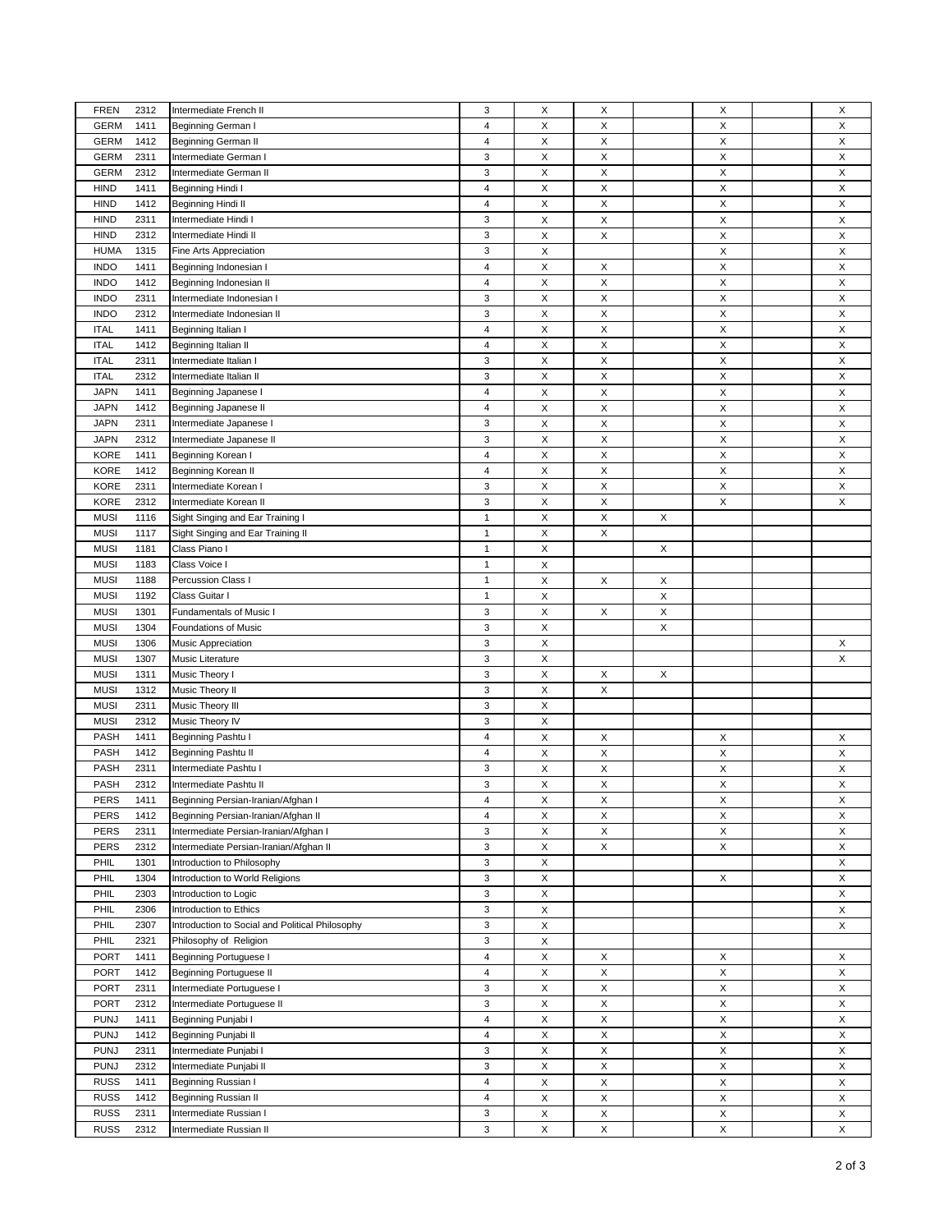| | | | | | | | | | |
|---|---|---|---|---|---|---|---|---|---|
| FREN | 2312 | Intermediate French II | 3 | X | X | | X | | X |
| GERM | 1411 | Beginning German I | 4 | X | X | | X | | X |
| GERM | 1412 | Beginning German II | 4 | X | X | | X | | X |
| GERM | 2311 | Intermediate German I | 3 | X | X | | X | | X |
| GERM | 2312 | Intermediate German II | 3 | X | X | | X | | X |
| HIND | 1411 | Beginning Hindi I | 4 | X | X | | X | | X |
| HIND | 1412 | Beginning Hindi II | 4 | X | X | | X | | X |
| HIND | 2311 | Intermediate Hindi I | 3 | X | X | | X | | X |
| HIND | 2312 | Intermediate Hindi II | 3 | X | X | | X | | X |
| HUMA | 1315 | Fine Arts Appreciation | 3 | X | | | X | | X |
| INDO | 1411 | Beginning Indonesian I | 4 | X | X | | X | | X |
| INDO | 1412 | Beginning Indonesian II | 4 | X | X | | X | | X |
| INDO | 2311 | Intermediate Indonesian I | 3 | X | X | | X | | X |
| INDO | 2312 | Intermediate Indonesian II | 3 | X | X | | X | | X |
| ITAL | 1411 | Beginning Italian I | 4 | X | X | | X | | X |
| ITAL | 1412 | Beginning Italian II | 4 | X | X | | X | | X |
| ITAL | 2311 | Intermediate Italian I | 3 | X | X | | X | | X |
| ITAL | 2312 | Intermediate Italian II | 3 | X | X | | X | | X |
| JAPN | 1411 | Beginning Japanese I | 4 | X | X | | X | | X |
| JAPN | 1412 | Beginning Japanese II | 4 | X | X | | X | | X |
| JAPN | 2311 | Intermediate Japanese I | 3 | X | X | | X | | X |
| JAPN | 2312 | Intermediate Japanese II | 3 | X | X | | X | | X |
| KORE | 1411 | Beginning Korean I | 4 | X | X | | X | | X |
| KORE | 1412 | Beginning Korean II | 4 | X | X | | X | | X |
| KORE | 2311 | Intermediate Korean I | 3 | X | X | | X | | X |
| KORE | 2312 | Intermediate Korean II | 3 | X | X | | X | | X |
| MUSI | 1116 | Sight Singing and Ear Training I | 1 | X | X | X | | | |
| MUSI | 1117 | Sight Singing and Ear Training II | 1 | X | X | | | | |
| MUSI | 1181 | Class Piano I | 1 | X | | X | | | |
| MUSI | 1183 | Class Voice I | 1 | X | | | | | |
| MUSI | 1188 | Percussion Class I | 1 | X | X | X | | | |
| MUSI | 1192 | Class Guitar I | 1 | X | | X | | | |
| MUSI | 1301 | Fundamentals of Music I | 3 | X | X | X | | | |
| MUSI | 1304 | Foundations of Music | 3 | X | | X | | | |
| MUSI | 1306 | Music Appreciation | 3 | X | | | | | X |
| MUSI | 1307 | Music Literature | 3 | X | | | | | X |
| MUSI | 1311 | Music Theory I | 3 | X | X | X | | | |
| MUSI | 1312 | Music Theory II | 3 | X | X | | | | |
| MUSI | 2311 | Music Theory III | 3 | X | | | | | |
| MUSI | 2312 | Music Theory IV | 3 | X | | | | | |
| PASH | 1411 | Beginning Pashtu I | 4 | X | X | | X | | X |
| PASH | 1412 | Beginning Pashtu II | 4 | X | X | | X | | X |
| PASH | 2311 | Intermediate Pashtu I | 3 | X | X | | X | | X |
| PASH | 2312 | Intermediate Pashtu II | 3 | X | X | | X | | X |
| PERS | 1411 | Beginning Persian-Iranian/Afghan I | 4 | X | X | | X | | X |
| PERS | 1412 | Beginning Persian-Iranian/Afghan II | 4 | X | X | | X | | X |
| PERS | 2311 | Intermediate Persian-Iranian/Afghan I | 3 | X | X | | X | | X |
| PERS | 2312 | Intermediate Persian-Iranian/Afghan II | 3 | X | X | | X | | X |
| PHIL | 1301 | Introduction to Philosophy | 3 | X | | | | | X |
| PHIL | 1304 | Introduction to World Religions | 3 | X | | | X | | X |
| PHIL | 2303 | Introduction to Logic | 3 | X | | | | | X |
| PHIL | 2306 | Introduction to Ethics | 3 | X | | | | | X |
| PHIL | 2307 | Introduction to Social and Political Philosophy | 3 | X | | | | | X |
| PHIL | 2321 | Philosophy of Religion | 3 | X | | | | | |
| PORT | 1411 | Beginning Portuguese I | 4 | X | X | | X | | X |
| PORT | 1412 | Beginning Portuguese II | 4 | X | X | | X | | X |
| PORT | 2311 | Intermediate Portuguese I | 3 | X | X | | X | | X |
| PORT | 2312 | Intermediate Portuguese II | 3 | X | X | | X | | X |
| PUNJ | 1411 | Beginning Punjabi I | 4 | X | X | | X | | X |
| PUNJ | 1412 | Beginning Punjabi II | 4 | X | X | | X | | X |
| PUNJ | 2311 | Intermediate Punjabi I | 3 | X | X | | X | | X |
| PUNJ | 2312 | Intermediate Punjabi II | 3 | X | X | | X | | X |
| RUSS | 1411 | Beginning Russian I | 4 | X | X | | X | | X |
| RUSS | 1412 | Beginning Russian II | 4 | X | X | | X | | X |
| RUSS | 2311 | Intermediate Russian I | 3 | X | X | | X | | X |
| RUSS | 2312 | Intermediate Russian II | 3 | X | X | | X | | X |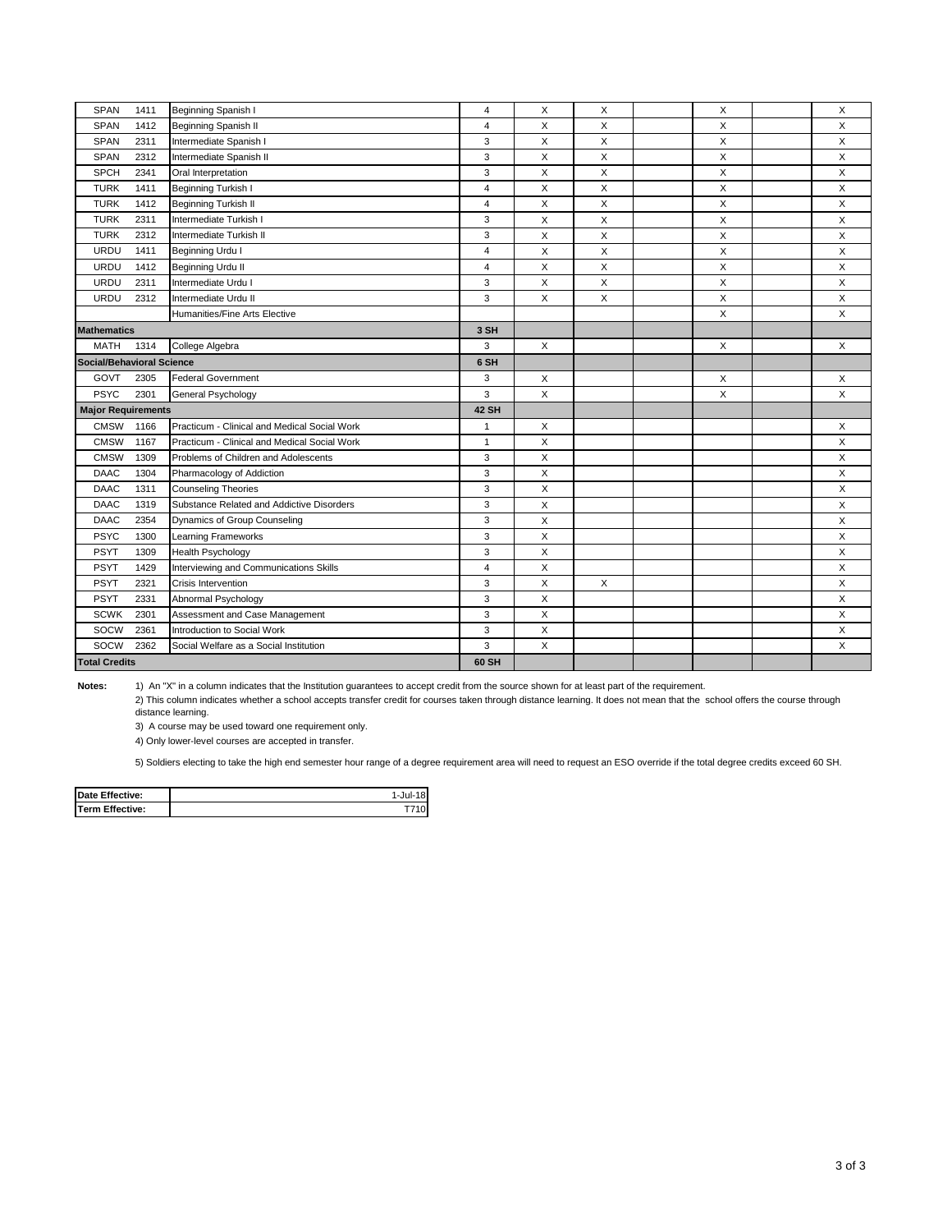| | | | | | | | | | |
|---|---|---|---|---|---|---|---|---|---|
| SPAN | 1411 | Beginning Spanish I | 4 | X | X | | X | | X |
| SPAN | 1412 | Beginning Spanish II | 4 | X | X | | X | | X |
| SPAN | 2311 | Intermediate Spanish I | 3 | X | X | | X | | X |
| SPAN | 2312 | Intermediate Spanish II | 3 | X | X | | X | | X |
| SPCH | 2341 | Oral Interpretation | 3 | X | X | | X | | X |
| TURK | 1411 | Beginning Turkish I | 4 | X | X | | X | | X |
| TURK | 1412 | Beginning Turkish II | 4 | X | X | | X | | X |
| TURK | 2311 | Intermediate Turkish I | 3 | X | X | | X | | X |
| TURK | 2312 | Intermediate Turkish II | 3 | X | X | | X | | X |
| URDU | 1411 | Beginning Urdu I | 4 | X | X | | X | | X |
| URDU | 1412 | Beginning Urdu II | 4 | X | X | | X | | X |
| URDU | 2311 | Intermediate Urdu I | 3 | X | X | | X | | X |
| URDU | 2312 | Intermediate Urdu II | 3 | X | X | | X | | X |
| | | Humanities/Fine Arts Elective | | | | | X | | X |
| **Mathematics** | | | **3 SH** | | | | | | |
| MATH | 1314 | College Algebra | 3 | X | | | X | | X |
| **Social/Behavioral Science** | | | **6 SH** | | | | | | |
| GOVT | 2305 | Federal Government | 3 | X | | | X | | X |
| PSYC | 2301 | General Psychology | 3 | X | | | X | | X |
| **Major Requirements** | | | **42 SH** | | | | | | |
| CMSW | 1166 | Practicum - Clinical and Medical Social Work | 1 | X | | | | | X |
| CMSW | 1167 | Practicum - Clinical and Medical Social Work | 1 | X | | | | | X |
| CMSW | 1309 | Problems of Children and Adolescents | 3 | X | | | | | X |
| DAAC | 1304 | Pharmacology of Addiction | 3 | X | | | | | X |
| DAAC | 1311 | Counseling Theories | 3 | X | | | | | X |
| DAAC | 1319 | Substance Related and Addictive Disorders | 3 | X | | | | | X |
| DAAC | 2354 | Dynamics of Group Counseling | 3 | X | | | | | X |
| PSYC | 1300 | Learning Frameworks | 3 | X | | | | | X |
| PSYT | 1309 | Health Psychology | 3 | X | | | | | X |
| PSYT | 1429 | Interviewing and Communications Skills | 4 | X | | | | | X |
| PSYT | 2321 | Crisis Intervention | 3 | X | X | | | | X |
| PSYT | 2331 | Abnormal Psychology | 3 | X | | | | | X |
| SCWK | 2301 | Assessment and Case Management | 3 | X | | | | | X |
| SOCW | 2361 | Introduction to Social Work | 3 | X | | | | | X |
| SOCW | 2362 | Social Welfare as a Social Institution | 3 | X | | | | | X |
| **Total Credits** | | | **60 SH** | | | | | | |

**Notes:**

1) An "X" in a column indicates that the Institution guarantees to accept credit from the source shown for at least part of the requirement.

2) This column indicates whether a school accepts transfer credit for courses taken through distance learning. It does not mean that the school offers the course through distance learning.

3) A course may be used toward one requirement only.

4) Only lower-level courses are accepted in transfer.

5) Soldiers electing to take the high end semester hour range of a degree requirement area will need to request an ESO override if the total degree credits exceed 60 SH.

| | |
|---|---|
| **Date Effective:** | 1-Jul-18 |
| **Term Effective:** | T710 |